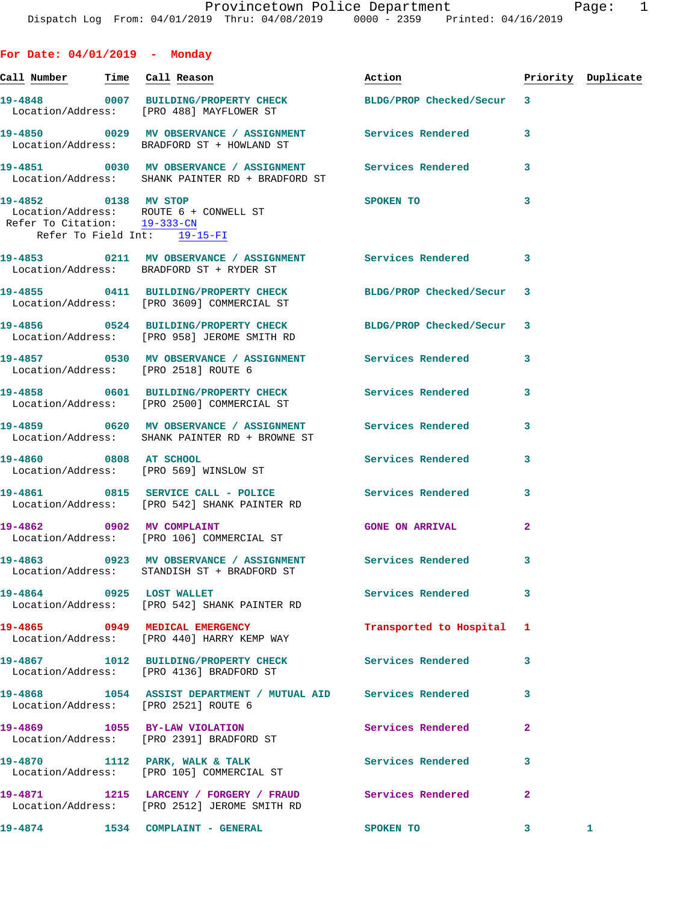Provincetown Police Department
Dispatch Log From: 04/01/2019 Thru: 04/08/2019 0000 - 2359 Printed: 04/16/2019

## For Date: 04/01/2019 - Monday

| Call Number | Time | Call Reason | Action | Priority | Duplicate |
|---|---|---|---|---|---|
| 19-4848 | 0007 | BUILDING/PROPERTY CHECK | BLDG/PROP Checked/Secur | 3 | |
| Location/Address: [PRO 488] MAYFLOWER ST | | | | | |
| 19-4850 | 0029 | MV OBSERVANCE / ASSIGNMENT | Services Rendered | 3 | |
| Location/Address: BRADFORD ST + HOWLAND ST | | | | | |
| 19-4851 | 0030 | MV OBSERVANCE / ASSIGNMENT | Services Rendered | 3 | |
| Location/Address: SHANK PAINTER RD + BRADFORD ST | | | | | |
| 19-4852 | 0138 | MV STOP | SPOKEN TO | 3 | |
| Location/Address: ROUTE 6 + CONWELL ST; Refer To Citation: 19-333-CN; Refer To Field Int: 19-15-FI | | | | | |
| 19-4853 | 0211 | MV OBSERVANCE / ASSIGNMENT | Services Rendered | 3 | |
| Location/Address: BRADFORD ST + RYDER ST | | | | | |
| 19-4855 | 0411 | BUILDING/PROPERTY CHECK | BLDG/PROP Checked/Secur | 3 | |
| Location/Address: [PRO 3609] COMMERCIAL ST | | | | | |
| 19-4856 | 0524 | BUILDING/PROPERTY CHECK | BLDG/PROP Checked/Secur | 3 | |
| Location/Address: [PRO 958] JEROME SMITH RD | | | | | |
| 19-4857 | 0530 | MV OBSERVANCE / ASSIGNMENT | Services Rendered | 3 | |
| Location/Address: [PRO 2518] ROUTE 6 | | | | | |
| 19-4858 | 0601 | BUILDING/PROPERTY CHECK | Services Rendered | 3 | |
| Location/Address: [PRO 2500] COMMERCIAL ST | | | | | |
| 19-4859 | 0620 | MV OBSERVANCE / ASSIGNMENT | Services Rendered | 3 | |
| Location/Address: SHANK PAINTER RD + BROWNE ST | | | | | |
| 19-4860 | 0808 | AT SCHOOL | Services Rendered | 3 | |
| Location/Address: [PRO 569] WINSLOW ST | | | | | |
| 19-4861 | 0815 | SERVICE CALL - POLICE | Services Rendered | 3 | |
| Location/Address: [PRO 542] SHANK PAINTER RD | | | | | |
| 19-4862 | 0902 | MV COMPLAINT | GONE ON ARRIVAL | 2 | |
| Location/Address: [PRO 106] COMMERCIAL ST | | | | | |
| 19-4863 | 0923 | MV OBSERVANCE / ASSIGNMENT | Services Rendered | 3 | |
| Location/Address: STANDISH ST + BRADFORD ST | | | | | |
| 19-4864 | 0925 | LOST WALLET | Services Rendered | 3 | |
| Location/Address: [PRO 542] SHANK PAINTER RD | | | | | |
| 19-4865 | 0949 | MEDICAL EMERGENCY | Transported to Hospital | 1 | |
| Location/Address: [PRO 440] HARRY KEMP WAY | | | | | |
| 19-4867 | 1012 | BUILDING/PROPERTY CHECK | Services Rendered | 3 | |
| Location/Address: [PRO 4136] BRADFORD ST | | | | | |
| 19-4868 | 1054 | ASSIST DEPARTMENT / MUTUAL AID | Services Rendered | 3 | |
| Location/Address: [PRO 2521] ROUTE 6 | | | | | |
| 19-4869 | 1055 | BY-LAW VIOLATION | Services Rendered | 2 | |
| Location/Address: [PRO 2391] BRADFORD ST | | | | | |
| 19-4870 | 1112 | PARK, WALK & TALK | Services Rendered | 3 | |
| Location/Address: [PRO 105] COMMERCIAL ST | | | | | |
| 19-4871 | 1215 | LARCENY / FORGERY / FRAUD | Services Rendered | 2 | |
| Location/Address: [PRO 2512] JEROME SMITH RD | | | | | |
| 19-4874 | 1534 | COMPLAINT - GENERAL | SPOKEN TO | 3 | 1 |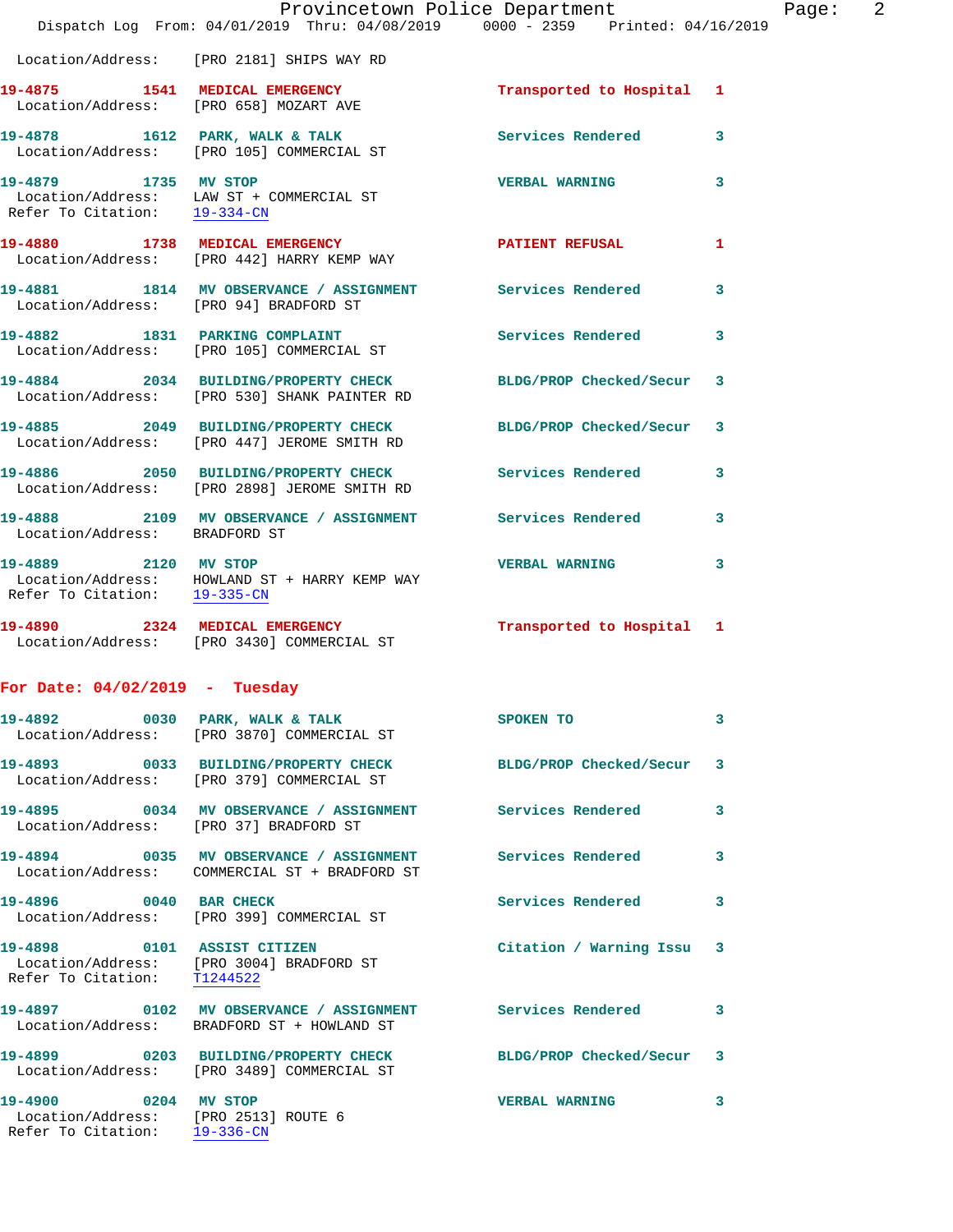Location/Address: [PRO 2181] SHIPS WAY RD

**19-4875 1541 MEDICAL EMERGENCY** Transported to Hospital 1
Location/Address: [PRO 658] MOZART AVE

**19-4878 1612 PARK, WALK & TALK** Services Rendered 3
Location/Address: [PRO 105] COMMERCIAL ST

**19-4879 1735 MV STOP** VERBAL WARNING 3
Location/Address: LAW ST + COMMERCIAL ST
Refer To Citation: 19-334-CN

**19-4880 1738 MEDICAL EMERGENCY** PATIENT REFUSAL 1
Location/Address: [PRO 442] HARRY KEMP WAY

**19-4881 1814 MV OBSERVANCE / ASSIGNMENT** Services Rendered 3
Location/Address: [PRO 94] BRADFORD ST

**19-4882 1831 PARKING COMPLAINT** Services Rendered 3
Location/Address: [PRO 105] COMMERCIAL ST

**19-4884 2034 BUILDING/PROPERTY CHECK** BLDG/PROP Checked/Secur 3
Location/Address: [PRO 530] SHANK PAINTER RD

**19-4885 2049 BUILDING/PROPERTY CHECK** BLDG/PROP Checked/Secur 3
Location/Address: [PRO 447] JEROME SMITH RD

**19-4886 2050 BUILDING/PROPERTY CHECK** Services Rendered 3
Location/Address: [PRO 2898] JEROME SMITH RD

**19-4888 2109 MV OBSERVANCE / ASSIGNMENT** Services Rendered 3
Location/Address: BRADFORD ST

**19-4889 2120 MV STOP** VERBAL WARNING 3
Location/Address: HOWLAND ST + HARRY KEMP WAY
Refer To Citation: 19-335-CN

**19-4890 2324 MEDICAL EMERGENCY** Transported to Hospital 1
Location/Address: [PRO 3430] COMMERCIAL ST

## For Date: 04/02/2019 - Tuesday

**19-4892 0030 PARK, WALK & TALK** SPOKEN TO 3
Location/Address: [PRO 3870] COMMERCIAL ST

**19-4893 0033 BUILDING/PROPERTY CHECK** BLDG/PROP Checked/Secur 3
Location/Address: [PRO 379] COMMERCIAL ST

**19-4895 0034 MV OBSERVANCE / ASSIGNMENT** Services Rendered 3
Location/Address: [PRO 37] BRADFORD ST

**19-4894 0035 MV OBSERVANCE / ASSIGNMENT** Services Rendered 3
Location/Address: COMMERCIAL ST + BRADFORD ST

**19-4896 0040 BAR CHECK** Services Rendered 3
Location/Address: [PRO 399] COMMERCIAL ST

**19-4898 0101 ASSIST CITIZEN** Citation / Warning Issu 3
Location/Address: [PRO 3004] BRADFORD ST
Refer To Citation: T1244522

**19-4897 0102 MV OBSERVANCE / ASSIGNMENT** Services Rendered 3
Location/Address: BRADFORD ST + HOWLAND ST

**19-4899 0203 BUILDING/PROPERTY CHECK** BLDG/PROP Checked/Secur 3
Location/Address: [PRO 3489] COMMERCIAL ST

**19-4900 0204 MV STOP** VERBAL WARNING 3
Location/Address: [PRO 2513] ROUTE 6
Refer To Citation: 19-336-CN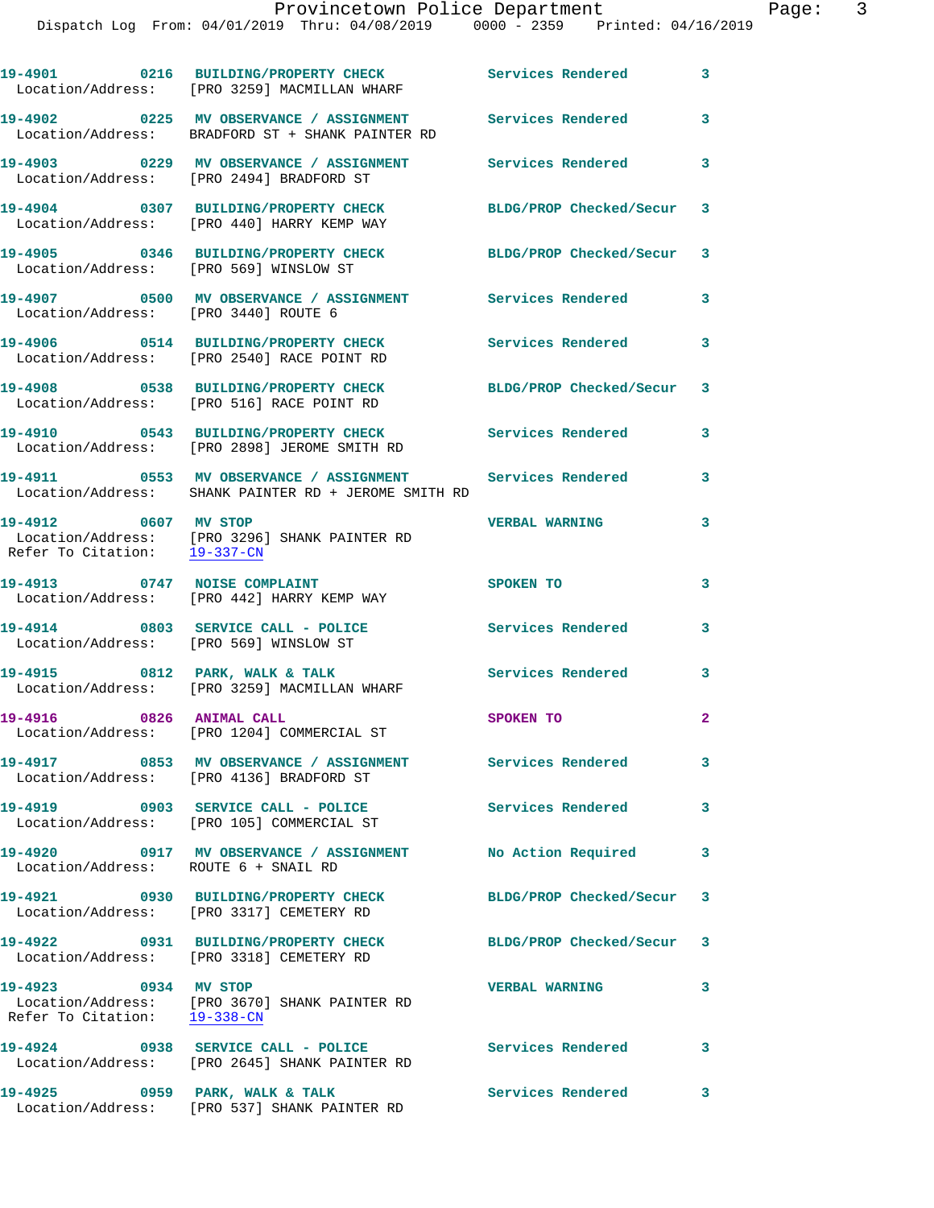19-4901 0216 BUILDING/PROPERTY CHECK Services Rendered 3
Location/Address: [PRO 3259] MACMILLAN WHARF

19-4902 0225 MV OBSERVANCE / ASSIGNMENT Services Rendered 3
Location/Address: BRADFORD ST + SHANK PAINTER RD

19-4903 0229 MV OBSERVANCE / ASSIGNMENT Services Rendered 3
Location/Address: [PRO 2494] BRADFORD ST

19-4904 0307 BUILDING/PROPERTY CHECK BLDG/PROP Checked/Secur 3
Location/Address: [PRO 440] HARRY KEMP WAY

19-4905 0346 BUILDING/PROPERTY CHECK BLDG/PROP Checked/Secur 3
Location/Address: [PRO 569] WINSLOW ST

19-4907 0500 MV OBSERVANCE / ASSIGNMENT Services Rendered 3
Location/Address: [PRO 3440] ROUTE 6

19-4906 0514 BUILDING/PROPERTY CHECK Services Rendered 3
Location/Address: [PRO 2540] RACE POINT RD

19-4908 0538 BUILDING/PROPERTY CHECK BLDG/PROP Checked/Secur 3
Location/Address: [PRO 516] RACE POINT RD

19-4910 0543 BUILDING/PROPERTY CHECK Services Rendered 3
Location/Address: [PRO 2898] JEROME SMITH RD

19-4911 0553 MV OBSERVANCE / ASSIGNMENT Services Rendered 3
Location/Address: SHANK PAINTER RD + JEROME SMITH RD

19-4912 0607 MV STOP VERBAL WARNING 3
Location/Address: [PRO 3296] SHANK PAINTER RD
Refer To Citation: 19-337-CN

19-4913 0747 NOISE COMPLAINT SPOKEN TO 3
Location/Address: [PRO 442] HARRY KEMP WAY

19-4914 0803 SERVICE CALL - POLICE Services Rendered 3
Location/Address: [PRO 569] WINSLOW ST

19-4915 0812 PARK, WALK & TALK Services Rendered 3
Location/Address: [PRO 3259] MACMILLAN WHARF

19-4916 0826 ANIMAL CALL SPOKEN TO 2
Location/Address: [PRO 1204] COMMERCIAL ST

19-4917 0853 MV OBSERVANCE / ASSIGNMENT Services Rendered 3
Location/Address: [PRO 4136] BRADFORD ST

19-4919 0903 SERVICE CALL - POLICE Services Rendered 3
Location/Address: [PRO 105] COMMERCIAL ST

19-4920 0917 MV OBSERVANCE / ASSIGNMENT No Action Required 3
Location/Address: ROUTE 6 + SNAIL RD

19-4921 0930 BUILDING/PROPERTY CHECK BLDG/PROP Checked/Secur 3
Location/Address: [PRO 3317] CEMETERY RD

19-4922 0931 BUILDING/PROPERTY CHECK BLDG/PROP Checked/Secur 3
Location/Address: [PRO 3318] CEMETERY RD

19-4923 0934 MV STOP VERBAL WARNING 3
Location/Address: [PRO 3670] SHANK PAINTER RD
Refer To Citation: 19-338-CN

19-4924 0938 SERVICE CALL - POLICE Services Rendered 3
Location/Address: [PRO 2645] SHANK PAINTER RD

19-4925 0959 PARK, WALK & TALK Services Rendered 3
Location/Address: [PRO 537] SHANK PAINTER RD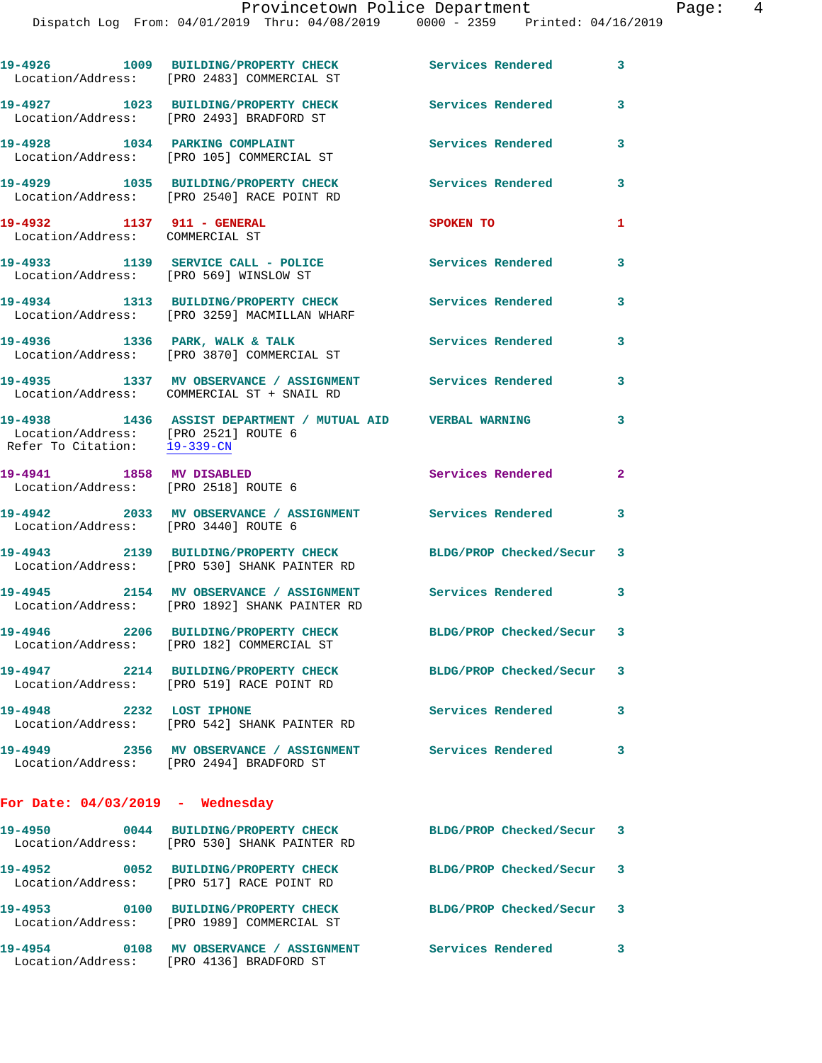19-4926 1009 BUILDING/PROPERTY CHECK Services Rendered 3
Location/Address: [PRO 2483] COMMERCIAL ST

19-4927 1023 BUILDING/PROPERTY CHECK Services Rendered 3
Location/Address: [PRO 2493] BRADFORD ST

19-4928 1034 PARKING COMPLAINT Services Rendered 3
Location/Address: [PRO 105] COMMERCIAL ST

19-4929 1035 BUILDING/PROPERTY CHECK Services Rendered 3
Location/Address: [PRO 2540] RACE POINT RD

19-4932 1137 911 - GENERAL SPOKEN TO 1
Location/Address: COMMERCIAL ST

19-4933 1139 SERVICE CALL - POLICE Services Rendered 3
Location/Address: [PRO 569] WINSLOW ST

19-4934 1313 BUILDING/PROPERTY CHECK Services Rendered 3
Location/Address: [PRO 3259] MACMILLAN WHARF

19-4936 1336 PARK, WALK & TALK Services Rendered 3
Location/Address: [PRO 3870] COMMERCIAL ST

19-4935 1337 MV OBSERVANCE / ASSIGNMENT Services Rendered 3
Location/Address: COMMERCIAL ST + SNAIL RD

19-4938 1436 ASSIST DEPARTMENT / MUTUAL AID VERBAL WARNING 3
Location/Address: [PRO 2521] ROUTE 6
Refer To Citation: 19-339-CN

19-4941 1858 MV DISABLED Services Rendered 2
Location/Address: [PRO 2518] ROUTE 6

19-4942 2033 MV OBSERVANCE / ASSIGNMENT Services Rendered 3
Location/Address: [PRO 3440] ROUTE 6

19-4943 2139 BUILDING/PROPERTY CHECK BLDG/PROP Checked/Secur 3
Location/Address: [PRO 530] SHANK PAINTER RD

19-4945 2154 MV OBSERVANCE / ASSIGNMENT Services Rendered 3
Location/Address: [PRO 1892] SHANK PAINTER RD

19-4946 2206 BUILDING/PROPERTY CHECK BLDG/PROP Checked/Secur 3
Location/Address: [PRO 182] COMMERCIAL ST

19-4947 2214 BUILDING/PROPERTY CHECK BLDG/PROP Checked/Secur 3
Location/Address: [PRO 519] RACE POINT RD

19-4948 2232 LOST IPHONE Services Rendered 3
Location/Address: [PRO 542] SHANK PAINTER RD

19-4949 2356 MV OBSERVANCE / ASSIGNMENT Services Rendered 3
Location/Address: [PRO 2494] BRADFORD ST

## For Date: 04/03/2019 - Wednesday

19-4950 0044 BUILDING/PROPERTY CHECK BLDG/PROP Checked/Secur 3
Location/Address: [PRO 530] SHANK PAINTER RD

19-4952 0052 BUILDING/PROPERTY CHECK BLDG/PROP Checked/Secur 3
Location/Address: [PRO 517] RACE POINT RD

19-4953 0100 BUILDING/PROPERTY CHECK BLDG/PROP Checked/Secur 3
Location/Address: [PRO 1989] COMMERCIAL ST

19-4954 0108 MV OBSERVANCE / ASSIGNMENT Services Rendered 3
Location/Address: [PRO 4136] BRADFORD ST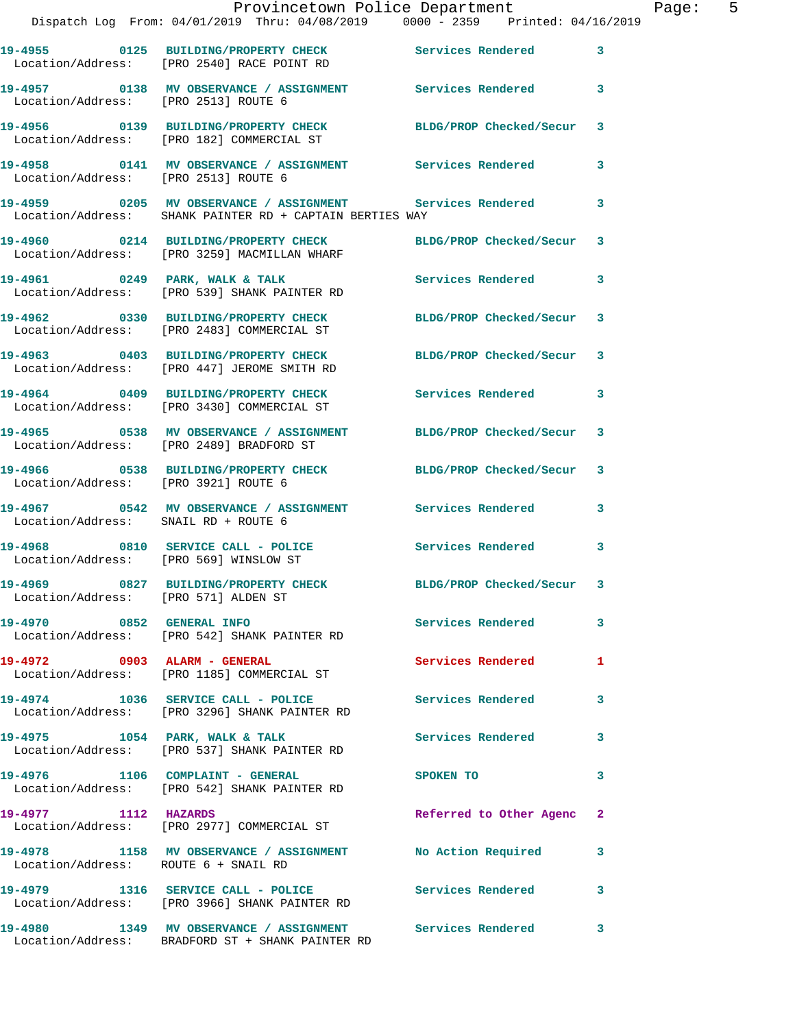| Call Number | Time | Call Reason | Action | Priority |
|---|---|---|---|---|
| 19-4955 | 0125 | BUILDING/PROPERTY CHECK | Services Rendered | 3 |
| Location/Address: | | [PRO 2540] RACE POINT RD | | |
| 19-4957 | 0138 | MV OBSERVANCE / ASSIGNMENT | Services Rendered | 3 |
| Location/Address: | | [PRO 2513] ROUTE 6 | | |
| 19-4956 | 0139 | BUILDING/PROPERTY CHECK | BLDG/PROP Checked/Secur | 3 |
| Location/Address: | | [PRO 182] COMMERCIAL ST | | |
| 19-4958 | 0141 | MV OBSERVANCE / ASSIGNMENT | Services Rendered | 3 |
| Location/Address: | | [PRO 2513] ROUTE 6 | | |
| 19-4959 | 0205 | MV OBSERVANCE / ASSIGNMENT | Services Rendered | 3 |
| Location/Address: | | SHANK PAINTER RD + CAPTAIN BERTIES WAY | | |
| 19-4960 | 0214 | BUILDING/PROPERTY CHECK | BLDG/PROP Checked/Secur | 3 |
| Location/Address: | | [PRO 3259] MACMILLAN WHARF | | |
| 19-4961 | 0249 | PARK, WALK & TALK | Services Rendered | 3 |
| Location/Address: | | [PRO 539] SHANK PAINTER RD | | |
| 19-4962 | 0330 | BUILDING/PROPERTY CHECK | BLDG/PROP Checked/Secur | 3 |
| Location/Address: | | [PRO 2483] COMMERCIAL ST | | |
| 19-4963 | 0403 | BUILDING/PROPERTY CHECK | BLDG/PROP Checked/Secur | 3 |
| Location/Address: | | [PRO 447] JEROME SMITH RD | | |
| 19-4964 | 0409 | BUILDING/PROPERTY CHECK | Services Rendered | 3 |
| Location/Address: | | [PRO 3430] COMMERCIAL ST | | |
| 19-4965 | 0538 | MV OBSERVANCE / ASSIGNMENT | BLDG/PROP Checked/Secur | 3 |
| Location/Address: | | [PRO 2489] BRADFORD ST | | |
| 19-4966 | 0538 | BUILDING/PROPERTY CHECK | BLDG/PROP Checked/Secur | 3 |
| Location/Address: | | [PRO 3921] ROUTE 6 | | |
| 19-4967 | 0542 | MV OBSERVANCE / ASSIGNMENT | Services Rendered | 3 |
| Location/Address: | | SNAIL RD + ROUTE 6 | | |
| 19-4968 | 0810 | SERVICE CALL - POLICE | Services Rendered | 3 |
| Location/Address: | | [PRO 569] WINSLOW ST | | |
| 19-4969 | 0827 | BUILDING/PROPERTY CHECK | BLDG/PROP Checked/Secur | 3 |
| Location/Address: | | [PRO 571] ALDEN ST | | |
| 19-4970 | 0852 | GENERAL INFO | Services Rendered | 3 |
| Location/Address: | | [PRO 542] SHANK PAINTER RD | | |
| 19-4972 | 0903 | ALARM - GENERAL | Services Rendered | 1 |
| Location/Address: | | [PRO 1185] COMMERCIAL ST | | |
| 19-4974 | 1036 | SERVICE CALL - POLICE | Services Rendered | 3 |
| Location/Address: | | [PRO 3296] SHANK PAINTER RD | | |
| 19-4975 | 1054 | PARK, WALK & TALK | Services Rendered | 3 |
| Location/Address: | | [PRO 537] SHANK PAINTER RD | | |
| 19-4976 | 1106 | COMPLAINT - GENERAL | SPOKEN TO | 3 |
| Location/Address: | | [PRO 542] SHANK PAINTER RD | | |
| 19-4977 | 1112 | HAZARDS | Referred to Other Agenc | 2 |
| Location/Address: | | [PRO 2977] COMMERCIAL ST | | |
| 19-4978 | 1158 | MV OBSERVANCE / ASSIGNMENT | No Action Required | 3 |
| Location/Address: | | ROUTE 6 + SNAIL RD | | |
| 19-4979 | 1316 | SERVICE CALL - POLICE | Services Rendered | 3 |
| Location/Address: | | [PRO 3966] SHANK PAINTER RD | | |
| 19-4980 | 1349 | MV OBSERVANCE / ASSIGNMENT | Services Rendered | 3 |
| Location/Address: | | BRADFORD ST + SHANK PAINTER RD | | |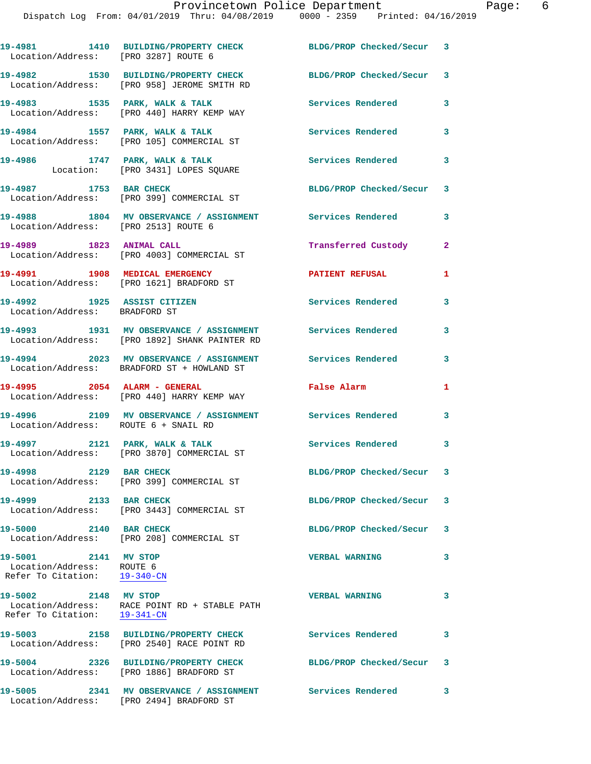19-4981 1410 BUILDING/PROPERTY CHECK BLDG/PROP Checked/Secur 3
Location/Address: [PRO 3287] ROUTE 6

19-4982 1530 BUILDING/PROPERTY CHECK BLDG/PROP Checked/Secur 3
Location/Address: [PRO 958] JEROME SMITH RD

19-4983 1535 PARK, WALK & TALK Services Rendered 3
Location/Address: [PRO 440] HARRY KEMP WAY

19-4984 1557 PARK, WALK & TALK Services Rendered 3
Location/Address: [PRO 105] COMMERCIAL ST

19-4986 1747 PARK, WALK & TALK Services Rendered 3
Location: [PRO 3431] LOPES SQUARE

19-4987 1753 BAR CHECK BLDG/PROP Checked/Secur 3
Location/Address: [PRO 399] COMMERCIAL ST

19-4988 1804 MV OBSERVANCE / ASSIGNMENT Services Rendered 3
Location/Address: [PRO 2513] ROUTE 6

19-4989 1823 ANIMAL CALL Transferred Custody 2
Location/Address: [PRO 4003] COMMERCIAL ST

19-4991 1908 MEDICAL EMERGENCY PATIENT REFUSAL 1
Location/Address: [PRO 1621] BRADFORD ST

19-4992 1925 ASSIST CITIZEN Services Rendered 3
Location/Address: BRADFORD ST

19-4993 1931 MV OBSERVANCE / ASSIGNMENT Services Rendered 3
Location/Address: [PRO 1892] SHANK PAINTER RD

19-4994 2023 MV OBSERVANCE / ASSIGNMENT Services Rendered 3
Location/Address: BRADFORD ST + HOWLAND ST

19-4995 2054 ALARM - GENERAL False Alarm 1
Location/Address: [PRO 440] HARRY KEMP WAY

19-4996 2109 MV OBSERVANCE / ASSIGNMENT Services Rendered 3
Location/Address: ROUTE 6 + SNAIL RD

19-4997 2121 PARK, WALK & TALK Services Rendered 3
Location/Address: [PRO 3870] COMMERCIAL ST

19-4998 2129 BAR CHECK BLDG/PROP Checked/Secur 3
Location/Address: [PRO 399] COMMERCIAL ST

19-4999 2133 BAR CHECK BLDG/PROP Checked/Secur 3
Location/Address: [PRO 3443] COMMERCIAL ST

19-5000 2140 BAR CHECK BLDG/PROP Checked/Secur 3
Location/Address: [PRO 208] COMMERCIAL ST

19-5001 2141 MV STOP VERBAL WARNING 3
Location/Address: ROUTE 6
Refer To Citation: 19-340-CN

19-5002 2148 MV STOP VERBAL WARNING 3
Location/Address: RACE POINT RD + STABLE PATH
Refer To Citation: 19-341-CN

19-5003 2158 BUILDING/PROPERTY CHECK Services Rendered 3
Location/Address: [PRO 2540] RACE POINT RD

19-5004 2326 BUILDING/PROPERTY CHECK BLDG/PROP Checked/Secur 3
Location/Address: [PRO 1886] BRADFORD ST

19-5005 2341 MV OBSERVANCE / ASSIGNMENT Services Rendered 3
Location/Address: [PRO 2494] BRADFORD ST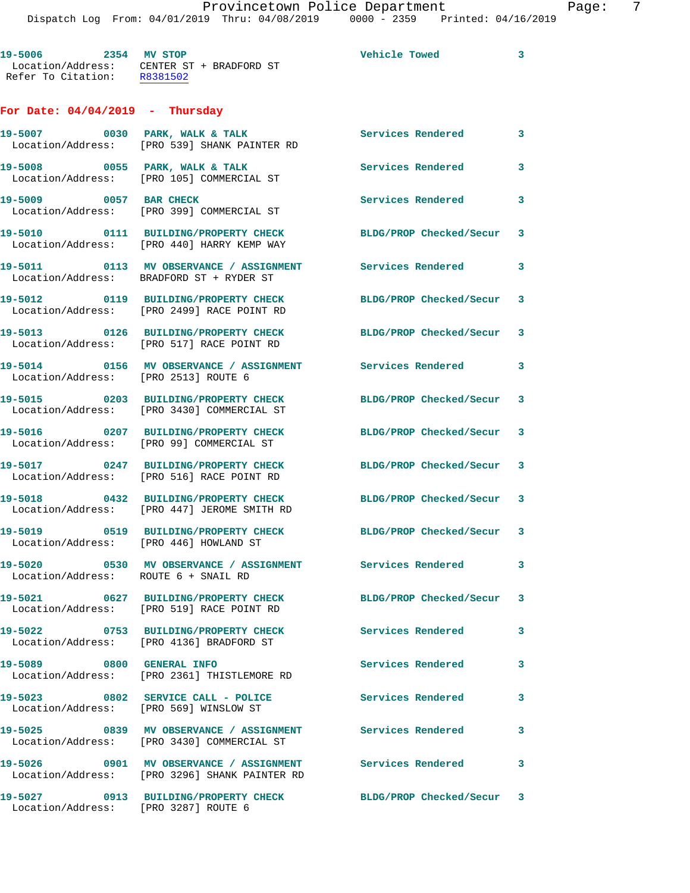19-5006 2354 MV STOP Vehicle Towed 3
 Location/Address: CENTER ST + BRADFORD ST
 Refer To Citation: R8381502

**For Date: 04/04/2019 - Thursday**

19-5007 0030 PARK, WALK & TALK Services Rendered 3
 Location/Address: [PRO 539] SHANK PAINTER RD

19-5008 0055 PARK, WALK & TALK Services Rendered 3
 Location/Address: [PRO 105] COMMERCIAL ST

19-5009 0057 BAR CHECK Services Rendered 3
 Location/Address: [PRO 399] COMMERCIAL ST

19-5010 0111 BUILDING/PROPERTY CHECK BLDG/PROP Checked/Secur 3
 Location/Address: [PRO 440] HARRY KEMP WAY

19-5011 0113 MV OBSERVANCE / ASSIGNMENT Services Rendered 3
 Location/Address: BRADFORD ST + RYDER ST

19-5012 0119 BUILDING/PROPERTY CHECK BLDG/PROP Checked/Secur 3
 Location/Address: [PRO 2499] RACE POINT RD

19-5013 0126 BUILDING/PROPERTY CHECK BLDG/PROP Checked/Secur 3
 Location/Address: [PRO 517] RACE POINT RD

19-5014 0156 MV OBSERVANCE / ASSIGNMENT Services Rendered 3
 Location/Address: [PRO 2513] ROUTE 6

19-5015 0203 BUILDING/PROPERTY CHECK BLDG/PROP Checked/Secur 3
 Location/Address: [PRO 3430] COMMERCIAL ST

19-5016 0207 BUILDING/PROPERTY CHECK BLDG/PROP Checked/Secur 3
 Location/Address: [PRO 99] COMMERCIAL ST

19-5017 0247 BUILDING/PROPERTY CHECK BLDG/PROP Checked/Secur 3
 Location/Address: [PRO 516] RACE POINT RD

19-5018 0432 BUILDING/PROPERTY CHECK BLDG/PROP Checked/Secur 3
 Location/Address: [PRO 447] JEROME SMITH RD

19-5019 0519 BUILDING/PROPERTY CHECK BLDG/PROP Checked/Secur 3
 Location/Address: [PRO 446] HOWLAND ST

19-5020 0530 MV OBSERVANCE / ASSIGNMENT Services Rendered 3
 Location/Address: ROUTE 6 + SNAIL RD

19-5021 0627 BUILDING/PROPERTY CHECK BLDG/PROP Checked/Secur 3
 Location/Address: [PRO 519] RACE POINT RD

19-5022 0753 BUILDING/PROPERTY CHECK Services Rendered 3
 Location/Address: [PRO 4136] BRADFORD ST

19-5089 0800 GENERAL INFO Services Rendered 3
 Location/Address: [PRO 2361] THISTLEMORE RD

19-5023 0802 SERVICE CALL - POLICE Services Rendered 3
 Location/Address: [PRO 569] WINSLOW ST

19-5025 0839 MV OBSERVANCE / ASSIGNMENT Services Rendered 3
 Location/Address: [PRO 3430] COMMERCIAL ST

19-5026 0901 MV OBSERVANCE / ASSIGNMENT Services Rendered 3
 Location/Address: [PRO 3296] SHANK PAINTER RD

19-5027 0913 BUILDING/PROPERTY CHECK BLDG/PROP Checked/Secur 3
 Location/Address: [PRO 3287] ROUTE 6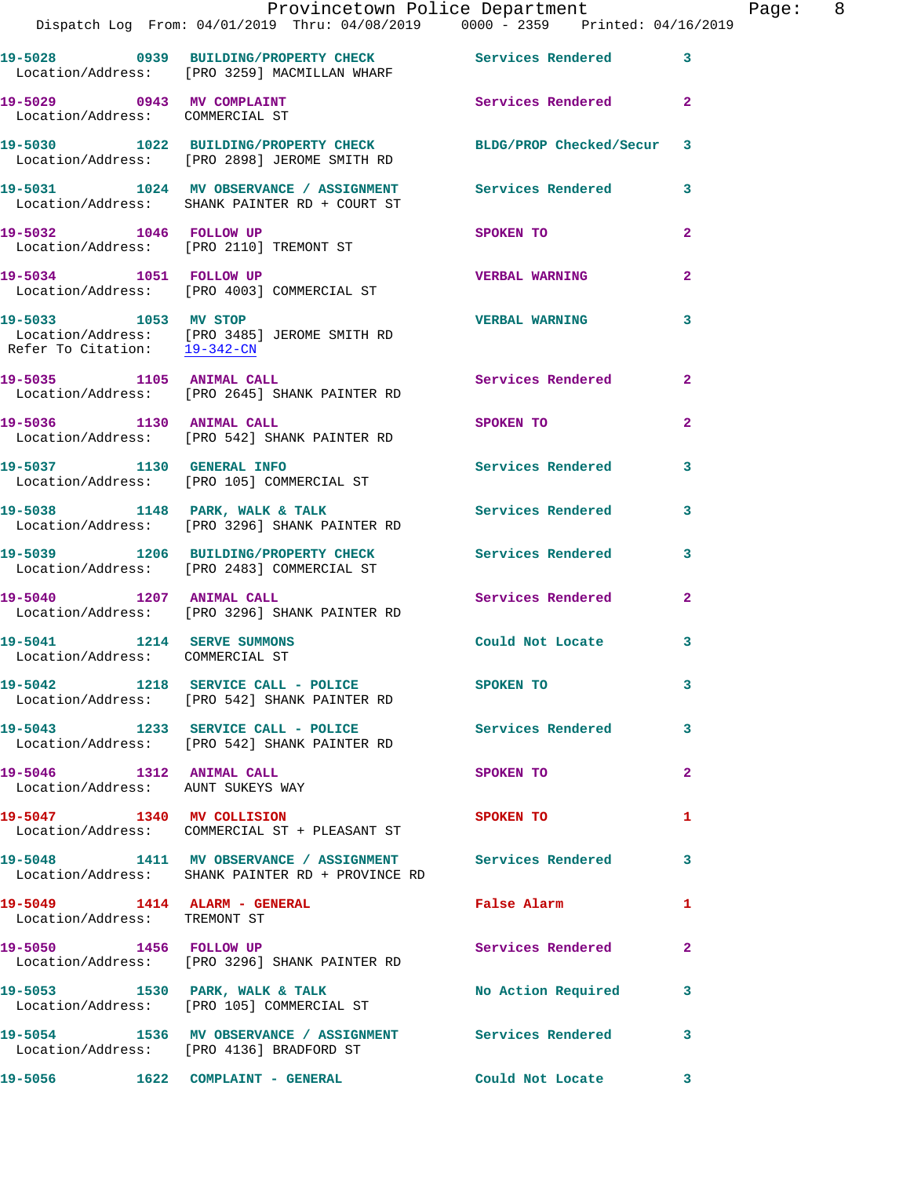19-5028 0939 BUILDING/PROPERTY CHECK Services Rendered 3
Location/Address: [PRO 3259] MACMILLAN WHARF

19-5029 0943 MV COMPLAINT Services Rendered 2
Location/Address: COMMERCIAL ST

19-5030 1022 BUILDING/PROPERTY CHECK BLDG/PROP Checked/Secur 3
Location/Address: [PRO 2898] JEROME SMITH RD

19-5031 1024 MV OBSERVANCE / ASSIGNMENT Services Rendered 3
Location/Address: SHANK PAINTER RD + COURT ST

19-5032 1046 FOLLOW UP SPOKEN TO 2
Location/Address: [PRO 2110] TREMONT ST

19-5034 1051 FOLLOW UP VERBAL WARNING 2
Location/Address: [PRO 4003] COMMERCIAL ST

19-5033 1053 MV STOP VERBAL WARNING 3
Location/Address: [PRO 3485] JEROME SMITH RD
Refer To Citation: 19-342-CN

19-5035 1105 ANIMAL CALL Services Rendered 2
Location/Address: [PRO 2645] SHANK PAINTER RD

19-5036 1130 ANIMAL CALL SPOKEN TO 2
Location/Address: [PRO 542] SHANK PAINTER RD

19-5037 1130 GENERAL INFO Services Rendered 3
Location/Address: [PRO 105] COMMERCIAL ST

19-5038 1148 PARK, WALK & TALK Services Rendered 3
Location/Address: [PRO 3296] SHANK PAINTER RD

19-5039 1206 BUILDING/PROPERTY CHECK Services Rendered 3
Location/Address: [PRO 2483] COMMERCIAL ST

19-5040 1207 ANIMAL CALL Services Rendered 2
Location/Address: [PRO 3296] SHANK PAINTER RD

19-5041 1214 SERVE SUMMONS Could Not Locate 3
Location/Address: COMMERCIAL ST

19-5042 1218 SERVICE CALL - POLICE SPOKEN TO 3
Location/Address: [PRO 542] SHANK PAINTER RD

19-5043 1233 SERVICE CALL - POLICE Services Rendered 3
Location/Address: [PRO 542] SHANK PAINTER RD

19-5046 1312 ANIMAL CALL SPOKEN TO 2
Location/Address: AUNT SUKEYS WAY

19-5047 1340 MV COLLISION SPOKEN TO 1
Location/Address: COMMERCIAL ST + PLEASANT ST

19-5048 1411 MV OBSERVANCE / ASSIGNMENT Services Rendered 3
Location/Address: SHANK PAINTER RD + PROVINCE RD

19-5049 1414 ALARM - GENERAL False Alarm 1
Location/Address: TREMONT ST

19-5050 1456 FOLLOW UP Services Rendered 2
Location/Address: [PRO 3296] SHANK PAINTER RD

19-5053 1530 PARK, WALK & TALK No Action Required 3
Location/Address: [PRO 105] COMMERCIAL ST

19-5054 1536 MV OBSERVANCE / ASSIGNMENT Services Rendered 3
Location/Address: [PRO 4136] BRADFORD ST

19-5056 1622 COMPLAINT - GENERAL Could Not Locate 3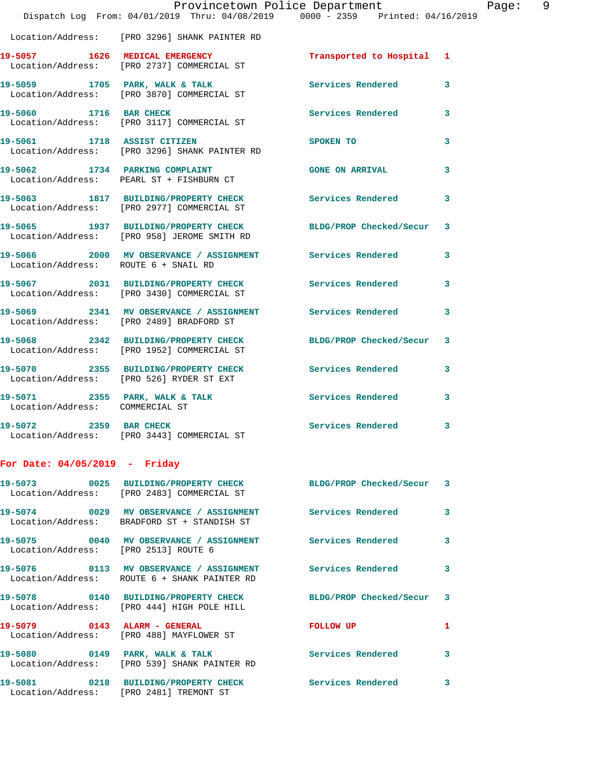Location/Address: [PRO 3296] SHANK PAINTER RD

| Call # | Time | Call Reason | Action | Priority |
|---|---|---|---|---|
| 19-5057 | 1626 | MEDICAL EMERGENCY | Transported to Hospital | 1 |
| | | Location/Address: [PRO 2737] COMMERCIAL ST | | |
| 19-5059 | 1705 | PARK, WALK & TALK | Services Rendered | 3 |
| | | Location/Address: [PRO 3870] COMMERCIAL ST | | |
| 19-5060 | 1716 | BAR CHECK | Services Rendered | 3 |
| | | Location/Address: [PRO 3117] COMMERCIAL ST | | |
| 19-5061 | 1718 | ASSIST CITIZEN | SPOKEN TO | 3 |
| | | Location/Address: [PRO 3296] SHANK PAINTER RD | | |
| 19-5062 | 1734 | PARKING COMPLAINT | GONE ON ARRIVAL | 3 |
| | | Location/Address: PEARL ST + FISHBURN CT | | |
| 19-5063 | 1817 | BUILDING/PROPERTY CHECK | Services Rendered | 3 |
| | | Location/Address: [PRO 2977] COMMERCIAL ST | | |
| 19-5065 | 1937 | BUILDING/PROPERTY CHECK | BLDG/PROP Checked/Secur | 3 |
| | | Location/Address: [PRO 958] JEROME SMITH RD | | |
| 19-5066 | 2000 | MV OBSERVANCE / ASSIGNMENT | Services Rendered | 3 |
| | | Location/Address: ROUTE 6 + SNAIL RD | | |
| 19-5067 | 2031 | BUILDING/PROPERTY CHECK | Services Rendered | 3 |
| | | Location/Address: [PRO 3430] COMMERCIAL ST | | |
| 19-5069 | 2341 | MV OBSERVANCE / ASSIGNMENT | Services Rendered | 3 |
| | | Location/Address: [PRO 2489] BRADFORD ST | | |
| 19-5068 | 2342 | BUILDING/PROPERTY CHECK | BLDG/PROP Checked/Secur | 3 |
| | | Location/Address: [PRO 1952] COMMERCIAL ST | | |
| 19-5070 | 2355 | BUILDING/PROPERTY CHECK | Services Rendered | 3 |
| | | Location/Address: [PRO 526] RYDER ST EXT | | |
| 19-5071 | 2355 | PARK, WALK & TALK | Services Rendered | 3 |
| | | Location/Address: COMMERCIAL ST | | |
| 19-5072 | 2359 | BAR CHECK | Services Rendered | 3 |
| | | Location/Address: [PRO 3443] COMMERCIAL ST | | |

## For Date: 04/05/2019 - Friday

| Call # | Time | Call Reason | Action | Priority |
|---|---|---|---|---|
| 19-5073 | 0025 | BUILDING/PROPERTY CHECK | BLDG/PROP Checked/Secur | 3 |
| | | Location/Address: [PRO 2483] COMMERCIAL ST | | |
| 19-5074 | 0029 | MV OBSERVANCE / ASSIGNMENT | Services Rendered | 3 |
| | | Location/Address: BRADFORD ST + STANDISH ST | | |
| 19-5075 | 0040 | MV OBSERVANCE / ASSIGNMENT | Services Rendered | 3 |
| | | Location/Address: [PRO 2513] ROUTE 6 | | |
| 19-5076 | 0113 | MV OBSERVANCE / ASSIGNMENT | Services Rendered | 3 |
| | | Location/Address: ROUTE 6 + SHANK PAINTER RD | | |
| 19-5078 | 0140 | BUILDING/PROPERTY CHECK | BLDG/PROP Checked/Secur | 3 |
| | | Location/Address: [PRO 444] HIGH POLE HILL | | |
| 19-5079 | 0143 | ALARM - GENERAL | FOLLOW UP | 1 |
| | | Location/Address: [PRO 488] MAYFLOWER ST | | |
| 19-5080 | 0149 | PARK, WALK & TALK | Services Rendered | 3 |
| | | Location/Address: [PRO 539] SHANK PAINTER RD | | |
| 19-5081 | 0218 | BUILDING/PROPERTY CHECK | Services Rendered | 3 |
| | | Location/Address: [PRO 2481] TREMONT ST | | |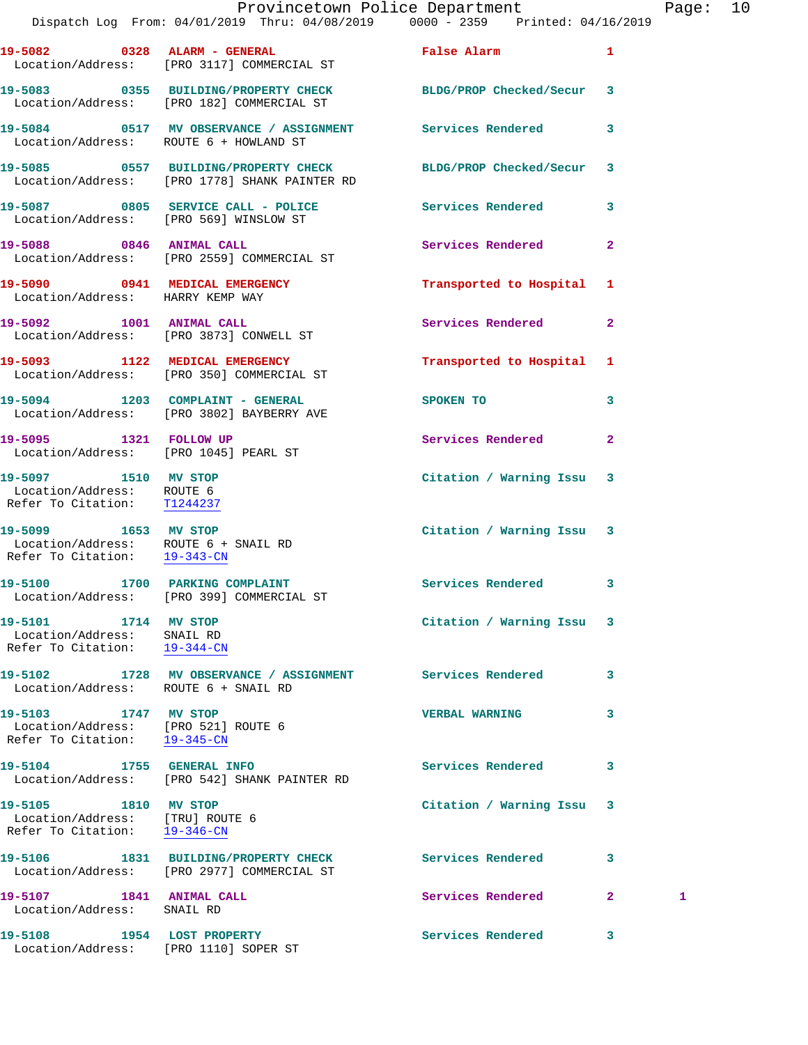19-5082 0328 ALARM - GENERAL False Alarm 1
Location/Address: [PRO 3117] COMMERCIAL ST

19-5083 0355 BUILDING/PROPERTY CHECK BLDG/PROP Checked/Secur 3
Location/Address: [PRO 182] COMMERCIAL ST

19-5084 0517 MV OBSERVANCE / ASSIGNMENT Services Rendered 3
Location/Address: ROUTE 6 + HOWLAND ST

19-5085 0557 BUILDING/PROPERTY CHECK BLDG/PROP Checked/Secur 3
Location/Address: [PRO 1778] SHANK PAINTER RD

19-5087 0805 SERVICE CALL - POLICE Services Rendered 3
Location/Address: [PRO 569] WINSLOW ST

19-5088 0846 ANIMAL CALL Services Rendered 2
Location/Address: [PRO 2559] COMMERCIAL ST

19-5090 0941 MEDICAL EMERGENCY Transported to Hospital 1
Location/Address: HARRY KEMP WAY

19-5092 1001 ANIMAL CALL Services Rendered 2
Location/Address: [PRO 3873] CONWELL ST

19-5093 1122 MEDICAL EMERGENCY Transported to Hospital 1
Location/Address: [PRO 350] COMMERCIAL ST

19-5094 1203 COMPLAINT - GENERAL SPOKEN TO 3
Location/Address: [PRO 3802] BAYBERRY AVE

19-5095 1321 FOLLOW UP Services Rendered 2
Location/Address: [PRO 1045] PEARL ST

19-5097 1510 MV STOP Citation / Warning Issu 3
Location/Address: ROUTE 6
Refer To Citation: T1244237

19-5099 1653 MV STOP Citation / Warning Issu 3
Location/Address: ROUTE 6 + SNAIL RD
Refer To Citation: 19-343-CN

19-5100 1700 PARKING COMPLAINT Services Rendered 3
Location/Address: [PRO 399] COMMERCIAL ST

19-5101 1714 MV STOP Citation / Warning Issu 3
Location/Address: SNAIL RD
Refer To Citation: 19-344-CN

19-5102 1728 MV OBSERVANCE / ASSIGNMENT Services Rendered 3
Location/Address: ROUTE 6 + SNAIL RD

19-5103 1747 MV STOP VERBAL WARNING 3
Location/Address: [PRO 521] ROUTE 6
Refer To Citation: 19-345-CN

19-5104 1755 GENERAL INFO Services Rendered 3
Location/Address: [PRO 542] SHANK PAINTER RD

19-5105 1810 MV STOP Citation / Warning Issu 3
Location/Address: [TRU] ROUTE 6
Refer To Citation: 19-346-CN

19-5106 1831 BUILDING/PROPERTY CHECK Services Rendered 3
Location/Address: [PRO 2977] COMMERCIAL ST

19-5107 1841 ANIMAL CALL Services Rendered 2 1
Location/Address: SNAIL RD

19-5108 1954 LOST PROPERTY Services Rendered 3
Location/Address: [PRO 1110] SOPER ST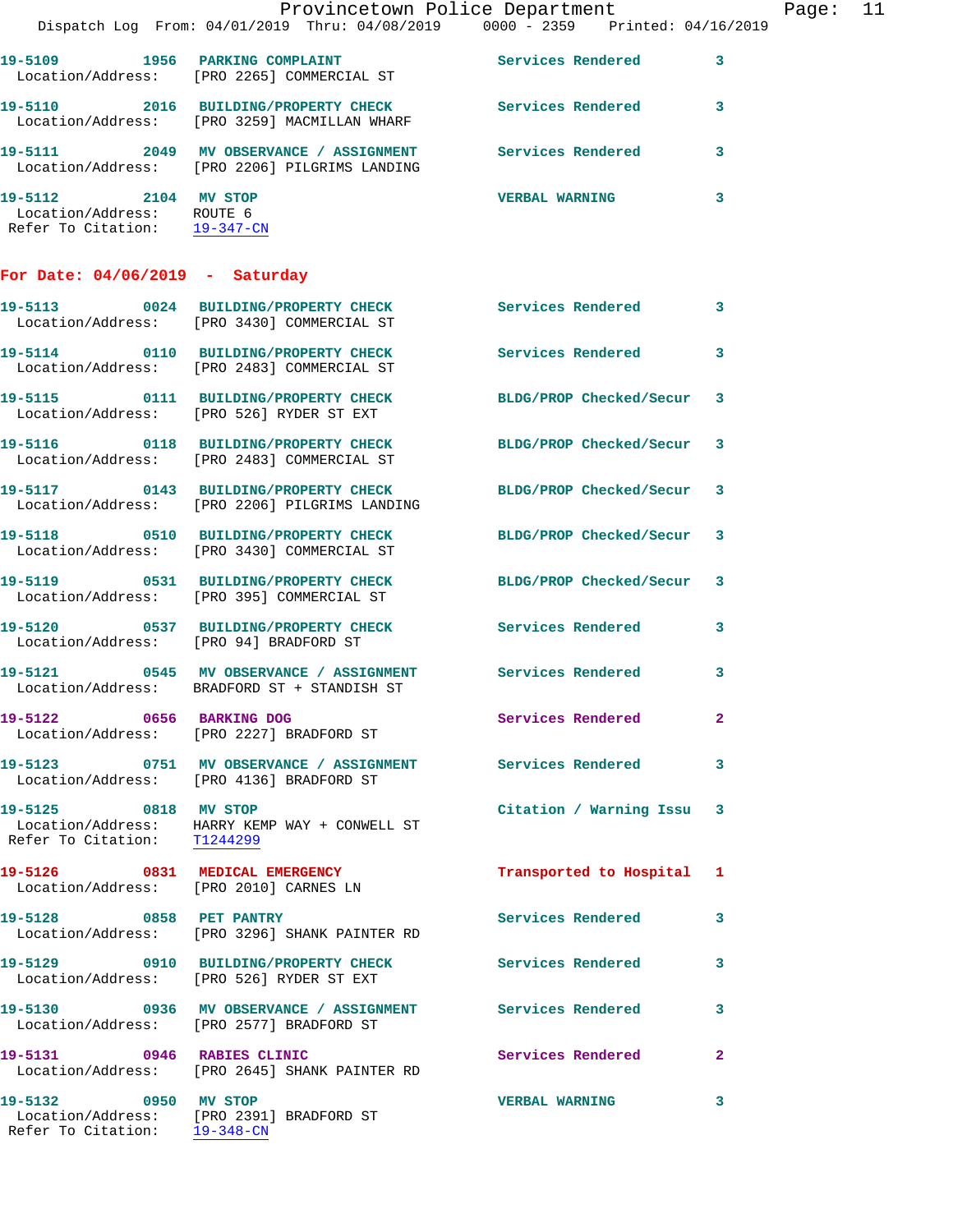19-5109 1956 PARKING COMPLAINT Services Rendered 3
Location/Address: [PRO 2265] COMMERCIAL ST

19-5110 2016 BUILDING/PROPERTY CHECK Services Rendered 3
Location/Address: [PRO 3259] MACMILLAN WHARF

19-5111 2049 MV OBSERVANCE / ASSIGNMENT Services Rendered 3
Location/Address: [PRO 2206] PILGRIMS LANDING

19-5112 2104 MV STOP VERBAL WARNING 3
Location/Address: ROUTE 6
Refer To Citation: 19-347-CN

## For Date: 04/06/2019 - Saturday

19-5113 0024 BUILDING/PROPERTY CHECK Services Rendered 3
Location/Address: [PRO 3430] COMMERCIAL ST

19-5114 0110 BUILDING/PROPERTY CHECK Services Rendered 3
Location/Address: [PRO 2483] COMMERCIAL ST

19-5115 0111 BUILDING/PROPERTY CHECK BLDG/PROP Checked/Secur 3
Location/Address: [PRO 526] RYDER ST EXT

19-5116 0118 BUILDING/PROPERTY CHECK BLDG/PROP Checked/Secur 3
Location/Address: [PRO 2483] COMMERCIAL ST

19-5117 0143 BUILDING/PROPERTY CHECK BLDG/PROP Checked/Secur 3
Location/Address: [PRO 2206] PILGRIMS LANDING

19-5118 0510 BUILDING/PROPERTY CHECK BLDG/PROP Checked/Secur 3
Location/Address: [PRO 3430] COMMERCIAL ST

19-5119 0531 BUILDING/PROPERTY CHECK BLDG/PROP Checked/Secur 3
Location/Address: [PRO 395] COMMERCIAL ST

19-5120 0537 BUILDING/PROPERTY CHECK Services Rendered 3
Location/Address: [PRO 94] BRADFORD ST

19-5121 0545 MV OBSERVANCE / ASSIGNMENT Services Rendered 3
Location/Address: BRADFORD ST + STANDISH ST

19-5122 0656 BARKING DOG Services Rendered 2
Location/Address: [PRO 2227] BRADFORD ST

19-5123 0751 MV OBSERVANCE / ASSIGNMENT Services Rendered 3
Location/Address: [PRO 4136] BRADFORD ST

19-5125 0818 MV STOP Citation / Warning Issu 3
Location/Address: HARRY KEMP WAY + CONWELL ST
Refer To Citation: T1244299

19-5126 0831 MEDICAL EMERGENCY Transported to Hospital 1
Location/Address: [PRO 2010] CARNES LN

19-5128 0858 PET PANTRY Services Rendered 3
Location/Address: [PRO 3296] SHANK PAINTER RD

19-5129 0910 BUILDING/PROPERTY CHECK Services Rendered 3
Location/Address: [PRO 526] RYDER ST EXT

19-5130 0936 MV OBSERVANCE / ASSIGNMENT Services Rendered 3
Location/Address: [PRO 2577] BRADFORD ST

19-5131 0946 RABIES CLINIC Services Rendered 2
Location/Address: [PRO 2645] SHANK PAINTER RD

19-5132 0950 MV STOP VERBAL WARNING 3
Location/Address: [PRO 2391] BRADFORD ST
Refer To Citation: 19-348-CN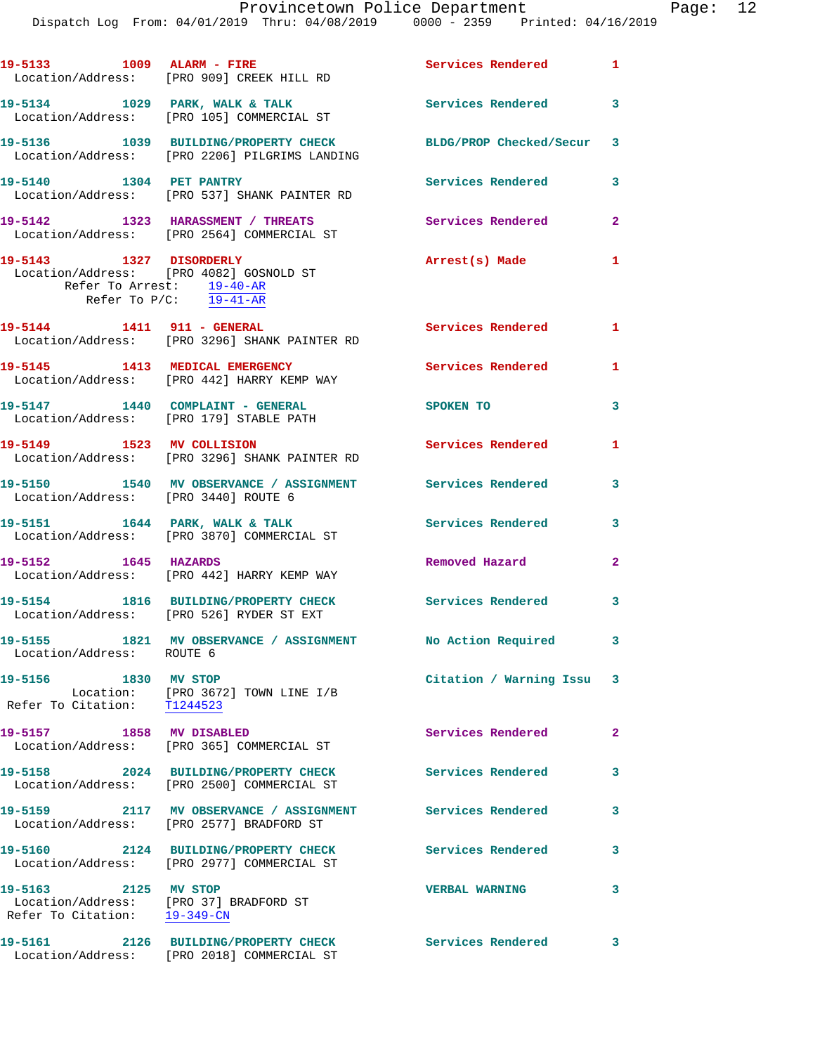19-5133 1009 ALARM - FIRE Services Rendered 1
Location/Address: [PRO 909] CREEK HILL RD

19-5134 1029 PARK, WALK & TALK Services Rendered 3
Location/Address: [PRO 105] COMMERCIAL ST

19-5136 1039 BUILDING/PROPERTY CHECK BLDG/PROP Checked/Secur 3
Location/Address: [PRO 2206] PILGRIMS LANDING

19-5140 1304 PET PANTRY Services Rendered 3
Location/Address: [PRO 537] SHANK PAINTER RD

19-5142 1323 HARASSMENT / THREATS Services Rendered 2
Location/Address: [PRO 2564] COMMERCIAL ST

19-5143 1327 DISORDERLY Arrest(s) Made 1
Location/Address: [PRO 4082] GOSNOLD ST
Refer To Arrest: 19-40-AR
Refer To P/C: 19-41-AR

19-5144 1411 911 - GENERAL Services Rendered 1
Location/Address: [PRO 3296] SHANK PAINTER RD

19-5145 1413 MEDICAL EMERGENCY Services Rendered 1
Location/Address: [PRO 442] HARRY KEMP WAY

19-5147 1440 COMPLAINT - GENERAL SPOKEN TO 3
Location/Address: [PRO 179] STABLE PATH

19-5149 1523 MV COLLISION Services Rendered 1
Location/Address: [PRO 3296] SHANK PAINTER RD

19-5150 1540 MV OBSERVANCE / ASSIGNMENT Services Rendered 3
Location/Address: [PRO 3440] ROUTE 6

19-5151 1644 PARK, WALK & TALK Services Rendered 3
Location/Address: [PRO 3870] COMMERCIAL ST

19-5152 1645 HAZARDS Removed Hazard 2
Location/Address: [PRO 442] HARRY KEMP WAY

19-5154 1816 BUILDING/PROPERTY CHECK Services Rendered 3
Location/Address: [PRO 526] RYDER ST EXT

19-5155 1821 MV OBSERVANCE / ASSIGNMENT No Action Required 3
Location/Address: ROUTE 6

19-5156 1830 MV STOP Citation / Warning Issu 3
Location: [PRO 3672] TOWN LINE I/B
Refer To Citation: T1244523

19-5157 1858 MV DISABLED Services Rendered 2
Location/Address: [PRO 365] COMMERCIAL ST

19-5158 2024 BUILDING/PROPERTY CHECK Services Rendered 3
Location/Address: [PRO 2500] COMMERCIAL ST

19-5159 2117 MV OBSERVANCE / ASSIGNMENT Services Rendered 3
Location/Address: [PRO 2577] BRADFORD ST

19-5160 2124 BUILDING/PROPERTY CHECK Services Rendered 3
Location/Address: [PRO 2977] COMMERCIAL ST

19-5163 2125 MV STOP VERBAL WARNING 3
Location/Address: [PRO 37] BRADFORD ST
Refer To Citation: 19-349-CN

19-5161 2126 BUILDING/PROPERTY CHECK Services Rendered 3
Location/Address: [PRO 2018] COMMERCIAL ST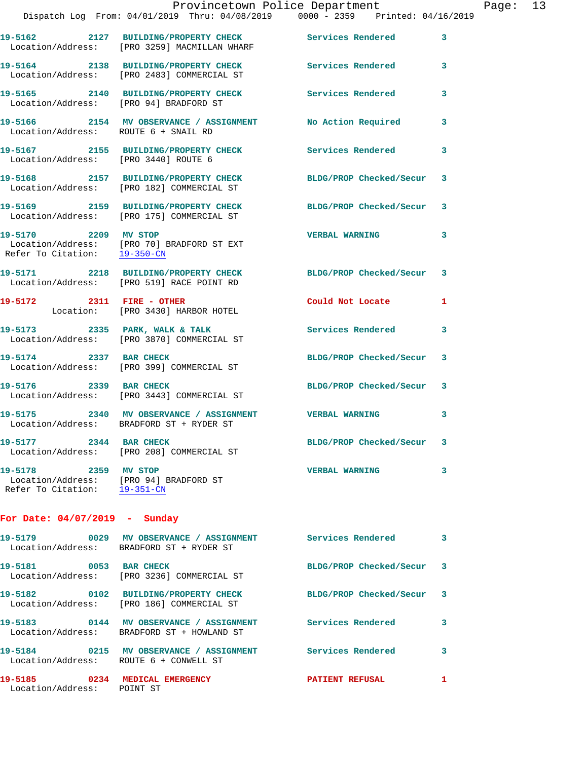19-5162 2127 BUILDING/PROPERTY CHECK Services Rendered 3
Location/Address: [PRO 3259] MACMILLAN WHARF

19-5164 2138 BUILDING/PROPERTY CHECK Services Rendered 3
Location/Address: [PRO 2483] COMMERCIAL ST

19-5165 2140 BUILDING/PROPERTY CHECK Services Rendered 3
Location/Address: [PRO 94] BRADFORD ST

19-5166 2154 MV OBSERVANCE / ASSIGNMENT No Action Required 3
Location/Address: ROUTE 6 + SNAIL RD

19-5167 2155 BUILDING/PROPERTY CHECK Services Rendered 3
Location/Address: [PRO 3440] ROUTE 6

19-5168 2157 BUILDING/PROPERTY CHECK BLDG/PROP Checked/Secur 3
Location/Address: [PRO 182] COMMERCIAL ST

19-5169 2159 BUILDING/PROPERTY CHECK BLDG/PROP Checked/Secur 3
Location/Address: [PRO 175] COMMERCIAL ST

19-5170 2209 MV STOP VERBAL WARNING 3
Location/Address: [PRO 70] BRADFORD ST EXT
Refer To Citation: 19-350-CN

19-5171 2218 BUILDING/PROPERTY CHECK BLDG/PROP Checked/Secur 3
Location/Address: [PRO 519] RACE POINT RD

19-5172 2311 FIRE - OTHER Could Not Locate 1
Location: [PRO 3430] HARBOR HOTEL

19-5173 2335 PARK, WALK & TALK Services Rendered 3
Location/Address: [PRO 3870] COMMERCIAL ST

19-5174 2337 BAR CHECK BLDG/PROP Checked/Secur 3
Location/Address: [PRO 399] COMMERCIAL ST

19-5176 2339 BAR CHECK BLDG/PROP Checked/Secur 3
Location/Address: [PRO 3443] COMMERCIAL ST

19-5175 2340 MV OBSERVANCE / ASSIGNMENT VERBAL WARNING 3
Location/Address: BRADFORD ST + RYDER ST

19-5177 2344 BAR CHECK BLDG/PROP Checked/Secur 3
Location/Address: [PRO 208] COMMERCIAL ST

19-5178 2359 MV STOP VERBAL WARNING 3
Location/Address: [PRO 94] BRADFORD ST
Refer To Citation: 19-351-CN

**For Date: 04/07/2019 - Sunday**

19-5179 0029 MV OBSERVANCE / ASSIGNMENT Services Rendered 3
Location/Address: BRADFORD ST + RYDER ST

19-5181 0053 BAR CHECK BLDG/PROP Checked/Secur 3
Location/Address: [PRO 3236] COMMERCIAL ST

19-5182 0102 BUILDING/PROPERTY CHECK BLDG/PROP Checked/Secur 3
Location/Address: [PRO 186] COMMERCIAL ST

19-5183 0144 MV OBSERVANCE / ASSIGNMENT Services Rendered 3
Location/Address: BRADFORD ST + HOWLAND ST

19-5184 0215 MV OBSERVANCE / ASSIGNMENT Services Rendered 3
Location/Address: ROUTE 6 + CONWELL ST

19-5185 0234 MEDICAL EMERGENCY PATIENT REFUSAL 1
Location/Address: POINT ST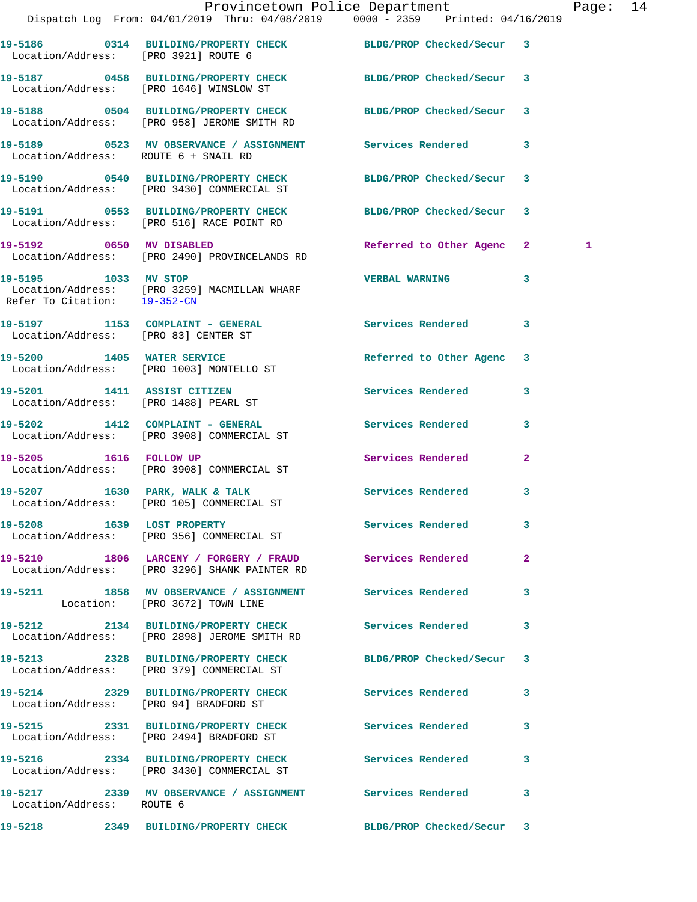```
19-5186        0314   BUILDING/PROPERTY CHECK          BLDG/PROP Checked/Secur   3
  Location/Address:   [PRO 3921] ROUTE 6

19-5187        0458   BUILDING/PROPERTY CHECK          BLDG/PROP Checked/Secur   3
  Location/Address:   [PRO 1646] WINSLOW ST

19-5188        0504   BUILDING/PROPERTY CHECK          BLDG/PROP Checked/Secur   3
  Location/Address:   [PRO 958] JEROME SMITH RD

19-5189        0523   MV OBSERVANCE / ASSIGNMENT       Services Rendered         3
  Location/Address:   ROUTE 6 + SNAIL RD

19-5190        0540   BUILDING/PROPERTY CHECK          BLDG/PROP Checked/Secur   3
  Location/Address:   [PRO 3430] COMMERCIAL ST

19-5191        0553   BUILDING/PROPERTY CHECK          BLDG/PROP Checked/Secur   3
  Location/Address:   [PRO 516] RACE POINT RD

19-5192        0650   MV DISABLED                      Referred to Other Agenc   2         1
  Location/Address:   [PRO 2490] PROVINCELANDS RD

19-5195        1033   MV STOP                          VERBAL WARNING            3
  Location/Address:   [PRO 3259] MACMILLAN WHARF
  Refer To Citation:  19-352-CN

19-5197        1153   COMPLAINT - GENERAL              Services Rendered         3
  Location/Address:   [PRO 83] CENTER ST

19-5200        1405   WATER SERVICE                    Referred to Other Agenc   3
  Location/Address:   [PRO 1003] MONTELLO ST

19-5201        1411   ASSIST CITIZEN                   Services Rendered         3
  Location/Address:   [PRO 1488] PEARL ST

19-5202        1412   COMPLAINT - GENERAL              Services Rendered         3
  Location/Address:   [PRO 3908] COMMERCIAL ST

19-5205        1616   FOLLOW UP                        Services Rendered         2
  Location/Address:   [PRO 3908] COMMERCIAL ST

19-5207        1630   PARK, WALK & TALK                Services Rendered         3
  Location/Address:   [PRO 105] COMMERCIAL ST

19-5208        1639   LOST PROPERTY                    Services Rendered         3
  Location/Address:   [PRO 356] COMMERCIAL ST

19-5210        1806   LARCENY / FORGERY / FRAUD        Services Rendered         2
  Location/Address:   [PRO 3296] SHANK PAINTER RD

19-5211        1858   MV OBSERVANCE / ASSIGNMENT       Services Rendered         3
          Location:   [PRO 3672] TOWN LINE

19-5212        2134   BUILDING/PROPERTY CHECK          Services Rendered         3
  Location/Address:   [PRO 2898] JEROME SMITH RD

19-5213        2328   BUILDING/PROPERTY CHECK          BLDG/PROP Checked/Secur   3
  Location/Address:   [PRO 379] COMMERCIAL ST

19-5214        2329   BUILDING/PROPERTY CHECK          Services Rendered         3
  Location/Address:   [PRO 94] BRADFORD ST

19-5215        2331   BUILDING/PROPERTY CHECK          Services Rendered         3
  Location/Address:   [PRO 2494] BRADFORD ST

19-5216        2334   BUILDING/PROPERTY CHECK          Services Rendered         3
  Location/Address:   [PRO 3430] COMMERCIAL ST

19-5217        2339   MV OBSERVANCE / ASSIGNMENT       Services Rendered         3
  Location/Address:   ROUTE 6

19-5218        2349   BUILDING/PROPERTY CHECK          BLDG/PROP Checked/Secur   3
```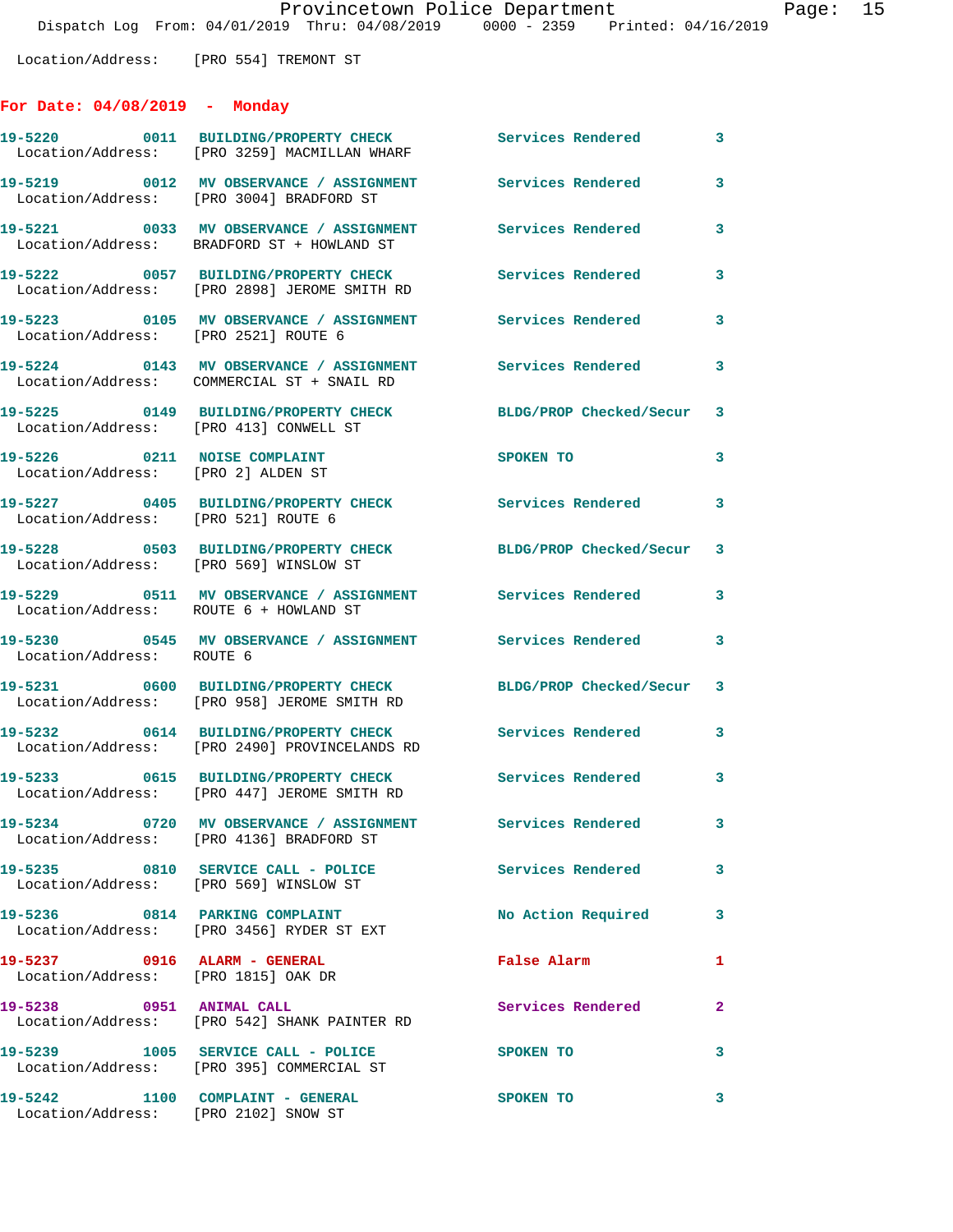Location/Address: [PRO 554] TREMONT ST

## For Date: 04/08/2019 - Monday

| Call # | Time | Call Reason | Action | Priority |
|---|---|---|---|---|
| 19-5220 | 0011 | BUILDING/PROPERTY CHECK | Services Rendered | 3 |
| Location/Address: [PRO 3259] MACMILLAN WHARF | | | | |
| 19-5219 | 0012 | MV OBSERVANCE / ASSIGNMENT | Services Rendered | 3 |
| Location/Address: [PRO 3004] BRADFORD ST | | | | |
| 19-5221 | 0033 | MV OBSERVANCE / ASSIGNMENT | Services Rendered | 3 |
| Location/Address: BRADFORD ST + HOWLAND ST | | | | |
| 19-5222 | 0057 | BUILDING/PROPERTY CHECK | Services Rendered | 3 |
| Location/Address: [PRO 2898] JEROME SMITH RD | | | | |
| 19-5223 | 0105 | MV OBSERVANCE / ASSIGNMENT | Services Rendered | 3 |
| Location/Address: [PRO 2521] ROUTE 6 | | | | |
| 19-5224 | 0143 | MV OBSERVANCE / ASSIGNMENT | Services Rendered | 3 |
| Location/Address: COMMERCIAL ST + SNAIL RD | | | | |
| 19-5225 | 0149 | BUILDING/PROPERTY CHECK | BLDG/PROP Checked/Secur | 3 |
| Location/Address: [PRO 413] CONWELL ST | | | | |
| 19-5226 | 0211 | NOISE COMPLAINT | SPOKEN TO | 3 |
| Location/Address: [PRO 2] ALDEN ST | | | | |
| 19-5227 | 0405 | BUILDING/PROPERTY CHECK | Services Rendered | 3 |
| Location/Address: [PRO 521] ROUTE 6 | | | | |
| 19-5228 | 0503 | BUILDING/PROPERTY CHECK | BLDG/PROP Checked/Secur | 3 |
| Location/Address: [PRO 569] WINSLOW ST | | | | |
| 19-5229 | 0511 | MV OBSERVANCE / ASSIGNMENT | Services Rendered | 3 |
| Location/Address: ROUTE 6 + HOWLAND ST | | | | |
| 19-5230 | 0545 | MV OBSERVANCE / ASSIGNMENT | Services Rendered | 3 |
| Location/Address: ROUTE 6 | | | | |
| 19-5231 | 0600 | BUILDING/PROPERTY CHECK | BLDG/PROP Checked/Secur | 3 |
| Location/Address: [PRO 958] JEROME SMITH RD | | | | |
| 19-5232 | 0614 | BUILDING/PROPERTY CHECK | Services Rendered | 3 |
| Location/Address: [PRO 2490] PROVINCELANDS RD | | | | |
| 19-5233 | 0615 | BUILDING/PROPERTY CHECK | Services Rendered | 3 |
| Location/Address: [PRO 447] JEROME SMITH RD | | | | |
| 19-5234 | 0720 | MV OBSERVANCE / ASSIGNMENT | Services Rendered | 3 |
| Location/Address: [PRO 4136] BRADFORD ST | | | | |
| 19-5235 | 0810 | SERVICE CALL - POLICE | Services Rendered | 3 |
| Location/Address: [PRO 569] WINSLOW ST | | | | |
| 19-5236 | 0814 | PARKING COMPLAINT | No Action Required | 3 |
| Location/Address: [PRO 3456] RYDER ST EXT | | | | |
| 19-5237 | 0916 | ALARM - GENERAL | False Alarm | 1 |
| Location/Address: [PRO 1815] OAK DR | | | | |
| 19-5238 | 0951 | ANIMAL CALL | Services Rendered | 2 |
| Location/Address: [PRO 542] SHANK PAINTER RD | | | | |
| 19-5239 | 1005 | SERVICE CALL - POLICE | SPOKEN TO | 3 |
| Location/Address: [PRO 395] COMMERCIAL ST | | | | |
| 19-5242 | 1100 | COMPLAINT - GENERAL | SPOKEN TO | 3 |
| Location/Address: [PRO 2102] SNOW ST | | | | |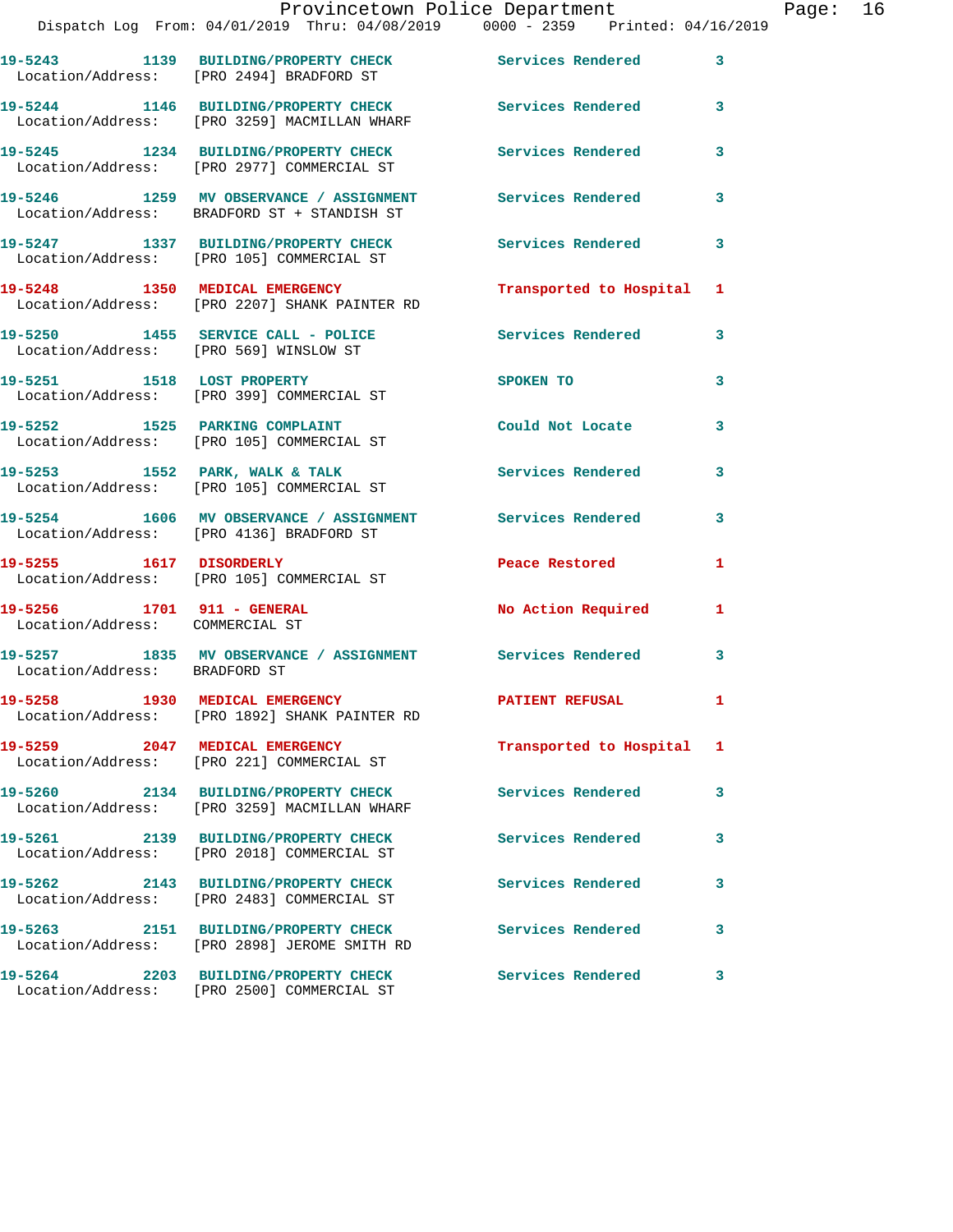| | | | | |
|---|---|---|---|---|
| 19-5243 | 1139 | BUILDING/PROPERTY CHECK | Services Rendered | 3 |
| Location/Address: | [PRO 2494] BRADFORD ST | | | |
| 19-5244 | 1146 | BUILDING/PROPERTY CHECK | Services Rendered | 3 |
| Location/Address: | [PRO 3259] MACMILLAN WHARF | | | |
| 19-5245 | 1234 | BUILDING/PROPERTY CHECK | Services Rendered | 3 |
| Location/Address: | [PRO 2977] COMMERCIAL ST | | | |
| 19-5246 | 1259 | MV OBSERVANCE / ASSIGNMENT | Services Rendered | 3 |
| Location/Address: | BRADFORD ST + STANDISH ST | | | |
| 19-5247 | 1337 | BUILDING/PROPERTY CHECK | Services Rendered | 3 |
| Location/Address: | [PRO 105] COMMERCIAL ST | | | |
| 19-5248 | 1350 | MEDICAL EMERGENCY | Transported to Hospital | 1 |
| Location/Address: | [PRO 2207] SHANK PAINTER RD | | | |
| 19-5250 | 1455 | SERVICE CALL - POLICE | Services Rendered | 3 |
| Location/Address: | [PRO 569] WINSLOW ST | | | |
| 19-5251 | 1518 | LOST PROPERTY | SPOKEN TO | 3 |
| Location/Address: | [PRO 399] COMMERCIAL ST | | | |
| 19-5252 | 1525 | PARKING COMPLAINT | Could Not Locate | 3 |
| Location/Address: | [PRO 105] COMMERCIAL ST | | | |
| 19-5253 | 1552 | PARK, WALK & TALK | Services Rendered | 3 |
| Location/Address: | [PRO 105] COMMERCIAL ST | | | |
| 19-5254 | 1606 | MV OBSERVANCE / ASSIGNMENT | Services Rendered | 3 |
| Location/Address: | [PRO 4136] BRADFORD ST | | | |
| 19-5255 | 1617 | DISORDERLY | Peace Restored | 1 |
| Location/Address: | [PRO 105] COMMERCIAL ST | | | |
| 19-5256 | 1701 | 911 - GENERAL | No Action Required | 1 |
| Location/Address: | COMMERCIAL ST | | | |
| 19-5257 | 1835 | MV OBSERVANCE / ASSIGNMENT | Services Rendered | 3 |
| Location/Address: | BRADFORD ST | | | |
| 19-5258 | 1930 | MEDICAL EMERGENCY | PATIENT REFUSAL | 1 |
| Location/Address: | [PRO 1892] SHANK PAINTER RD | | | |
| 19-5259 | 2047 | MEDICAL EMERGENCY | Transported to Hospital | 1 |
| Location/Address: | [PRO 221] COMMERCIAL ST | | | |
| 19-5260 | 2134 | BUILDING/PROPERTY CHECK | Services Rendered | 3 |
| Location/Address: | [PRO 3259] MACMILLAN WHARF | | | |
| 19-5261 | 2139 | BUILDING/PROPERTY CHECK | Services Rendered | 3 |
| Location/Address: | [PRO 2018] COMMERCIAL ST | | | |
| 19-5262 | 2143 | BUILDING/PROPERTY CHECK | Services Rendered | 3 |
| Location/Address: | [PRO 2483] COMMERCIAL ST | | | |
| 19-5263 | 2151 | BUILDING/PROPERTY CHECK | Services Rendered | 3 |
| Location/Address: | [PRO 2898] JEROME SMITH RD | | | |
| 19-5264 | 2203 | BUILDING/PROPERTY CHECK | Services Rendered | 3 |
| Location/Address: | [PRO 2500] COMMERCIAL ST | | | |